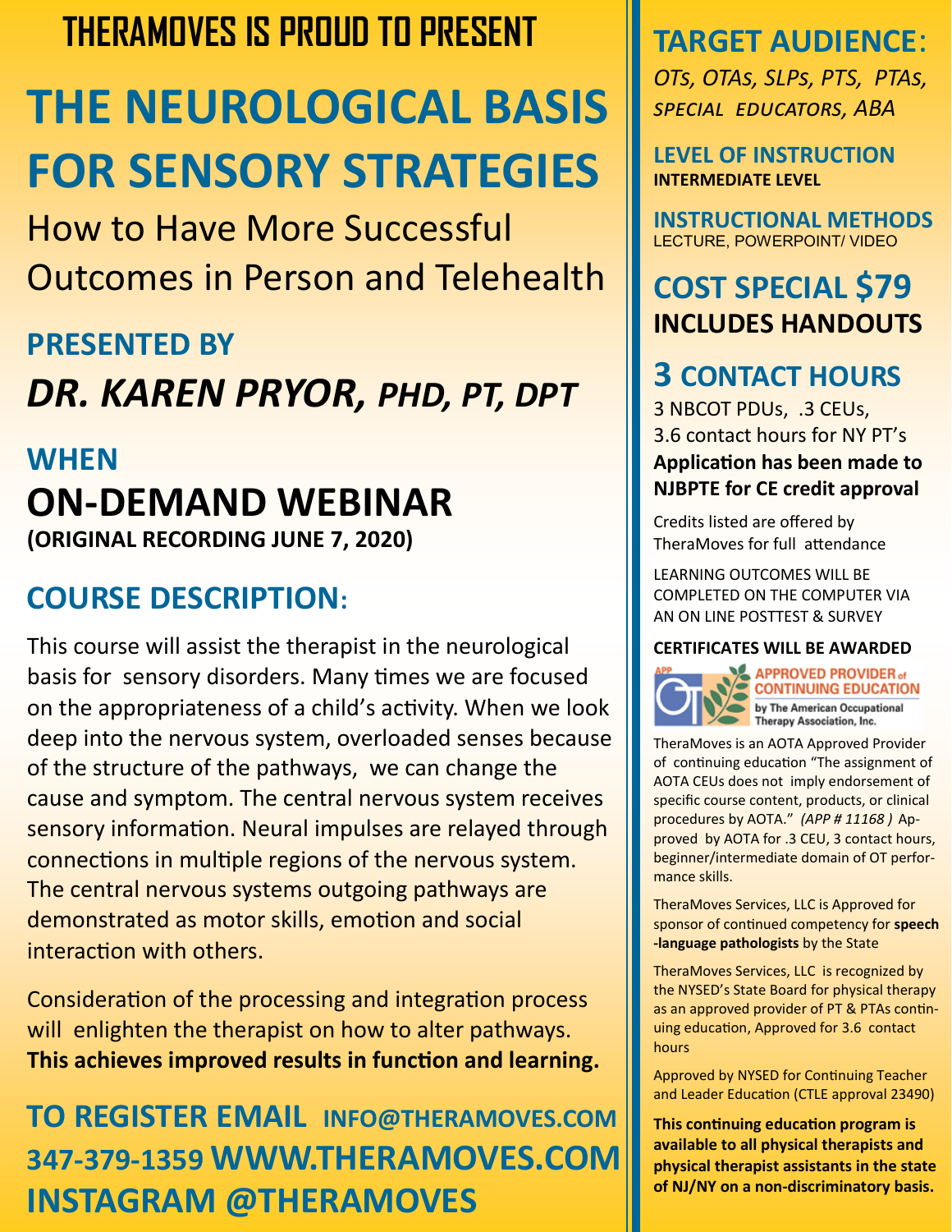**THERAMOVES IS PROUD TO PRESENT**

# THE NEUROLOGICAL BASIS FOR SENSORY STRATEGIES

## How to Have More Successful Outcomes in Person and Telehealth

## PRESENTED BY

## *DR. KAREN PRYOR, PHD, PT, DPT*

## WHEN

## ON-DEMAND WEBINAR

**(ORIGINAL RECORDING JUNE 7, 2020)**

## COURSE DESCRIPTION:

This course will assist the therapist in the neurological basis for sensory disorders. Many times we are focused on the appropriateness of a child's activity. When we look deep into the nervous system, overloaded senses because of the structure of the pathways, we can change the cause and symptom. The central nervous system receives sensory information. Neural impulses are relayed through connections in multiple regions of the nervous system. The central nervous systems outgoing pathways are demonstrated as motor skills, emotion and social interaction with others.

Consideration of the processing and integration process will enlighten the therapist on how to alter pathways. **This achieves improved results in function and learning.**

**TO REGISTER EMAIL INFO@THERAMOVES.COM**
**347-379-1359 WWW.THERAMOVES.COM**
**INSTAGRAM @THERAMOVES**

## TARGET AUDIENCE:

*OTs, OTAs, SLPs, PTS, PTAs, SPECIAL EDUCATORS, ABA*

### LEVEL OF INSTRUCTION

**INTERMEDIATE LEVEL**

### INSTRUCTIONAL METHODS

LECTURE, POWERPOINT/ VIDEO

## COST SPECIAL $79

**INCLUDES HANDOUTS**

## 3 CONTACT HOURS

3 NBCOT PDUs, .3 CEUs,
3.6 contact hours for NY PT's

**Application has been made to NJBPTE for CE credit approval**

Credits listed are offered by TheraMoves for full attendance

LEARNING OUTCOMES WILL BE COMPLETED ON THE COMPUTER VIA AN ON LINE POSTTEST & SURVEY

**CERTIFICATES WILL BE AWARDED**

APPROVED PROVIDER of CONTINUING EDUCATION by The American Occupational Therapy Association, Inc.

TheraMoves is an AOTA Approved Provider of continuing education "The assignment of AOTA CEUs does not imply endorsement of specific course content, products, or clinical procedures by AOTA." *(APP # 11168 )* Approved by AOTA for .3 CEU, 3 contact hours, beginner/intermediate domain of OT performance skills.

TheraMoves Services, LLC is Approved for sponsor of continued competency for **speech -language pathologists** by the State

TheraMoves Services, LLC is recognized by the NYSED's State Board for physical therapy as an approved provider of PT & PTAs continuing education, Approved for 3.6 contact hours

Approved by NYSED for Continuing Teacher and Leader Education (CTLE approval 23490)

**This continuing education program is available to all physical therapists and physical therapist assistants in the state of NJ/NY on a non-discriminatory basis.**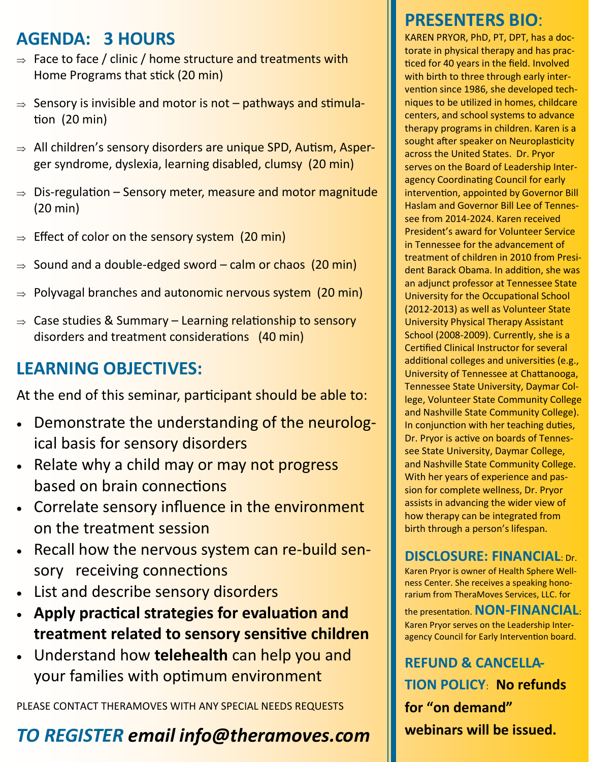## AGENDA: 3 HOURS

- ⇒ Face to face / clinic / home structure and treatments with Home Programs that stick (20 min)
- ⇒ Sensory is invisible and motor is not – pathways and stimulation (20 min)
- ⇒ All children's sensory disorders are unique SPD, Autism, Asperger syndrome, dyslexia, learning disabled, clumsy (20 min)
- ⇒ Dis-regulation – Sensory meter, measure and motor magnitude (20 min)
- ⇒ Effect of color on the sensory system (20 min)
- ⇒ Sound and a double-edged sword – calm or chaos (20 min)
- ⇒ Polyvagal branches and autonomic nervous system (20 min)
- ⇒ Case studies & Summary – Learning relationship to sensory disorders and treatment considerations (40 min)

## LEARNING OBJECTIVES:

At the end of this seminar, participant should be able to:

- Demonstrate the understanding of the neurological basis for sensory disorders
- Relate why a child may or may not progress based on brain connections
- Correlate sensory influence in the environment on the treatment session
- Recall how the nervous system can re-build sensory receiving connections
- List and describe sensory disorders
- **Apply practical strategies for evaluation and treatment related to sensory sensitive children**
- Understand how **telehealth** can help you and your families with optimum environment

PLEASE CONTACT THERAMOVES WITH ANY SPECIAL NEEDS REQUESTS

## *TO REGISTER* ***email info@theramoves.com***

## PRESENTERS BIO:

KAREN PRYOR, PhD, PT, DPT, has a doctorate in physical therapy and has practiced for 40 years in the field. Involved with birth to three through early intervention since 1986, she developed techniques to be utilized in homes, childcare centers, and school systems to advance therapy programs in children. Karen is a sought after speaker on Neuroplasticity across the United States. Dr. Pryor serves on the Board of Leadership Interagency Coordinating Council for early intervention, appointed by Governor Bill Haslam and Governor Bill Lee of Tennessee from 2014-2024. Karen received President's award for Volunteer Service in Tennessee for the advancement of treatment of children in 2010 from President Barack Obama. In addition, she was an adjunct professor at Tennessee State University for the Occupational School (2012-2013) as well as Volunteer State University Physical Therapy Assistant School (2008-2009). Currently, she is a Certified Clinical Instructor for several additional colleges and universities (e.g., University of Tennessee at Chattanooga, Tennessee State University, Daymar College, Volunteer State Community College and Nashville State Community College). In conjunction with her teaching duties, Dr. Pryor is active on boards of Tennessee State University, Daymar College, and Nashville State Community College. With her years of experience and passion for complete wellness, Dr. Pryor assists in advancing the wider view of how therapy can be integrated from birth through a person's lifespan.

**DISCLOSURE: FINANCIAL**: Dr. Karen Pryor is owner of Health Sphere Wellness Center. She receives a speaking honorarium from TheraMoves Services, LLC. for the presentation. **NON-FINANCIAL**: Karen Pryor serves on the Leadership Interagency Council for Early Intervention board.

**REFUND & CANCELLATION POLICY**: **No refunds for "on demand" webinars will be issued.**